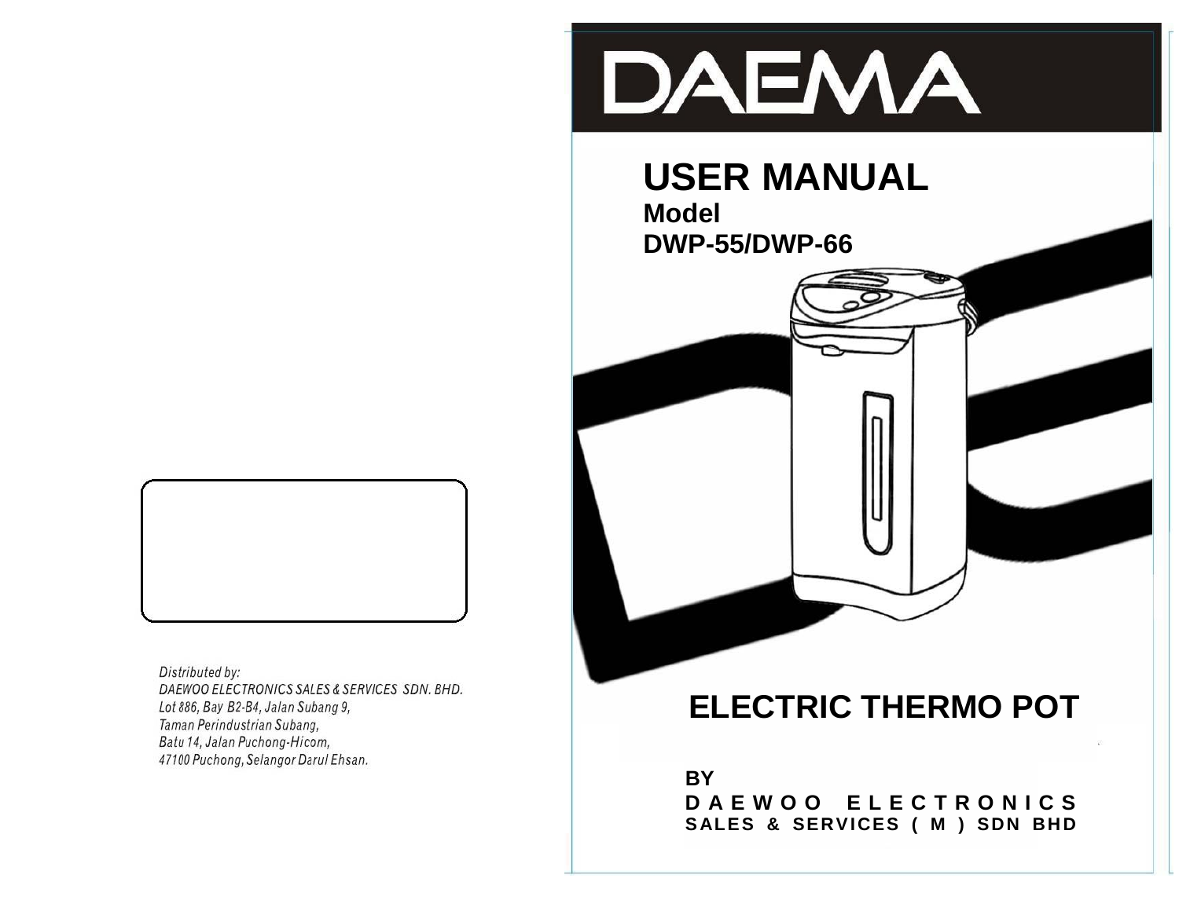*Distributed by:*
*DAEWOO ELECTRONICS SALES & SERVICES SDN. BHD.*
*Lot 886, Bay B2-B4, Jalan Subang 9,*
*Taman Perindustrian Subang,*
*Batu 14, Jalan Puchong-Hicom,*
*47100 Puchong, Selangor Darul Ehsan.*

# DAEMA

# USER MANUAL

**Model**
**DWP-55/DWP-66**

## ELECTRIC THERMO POT

**BY**
**DAEWOO ELECTRONICS**
**SALES & SERVICES (M) SDN BHD**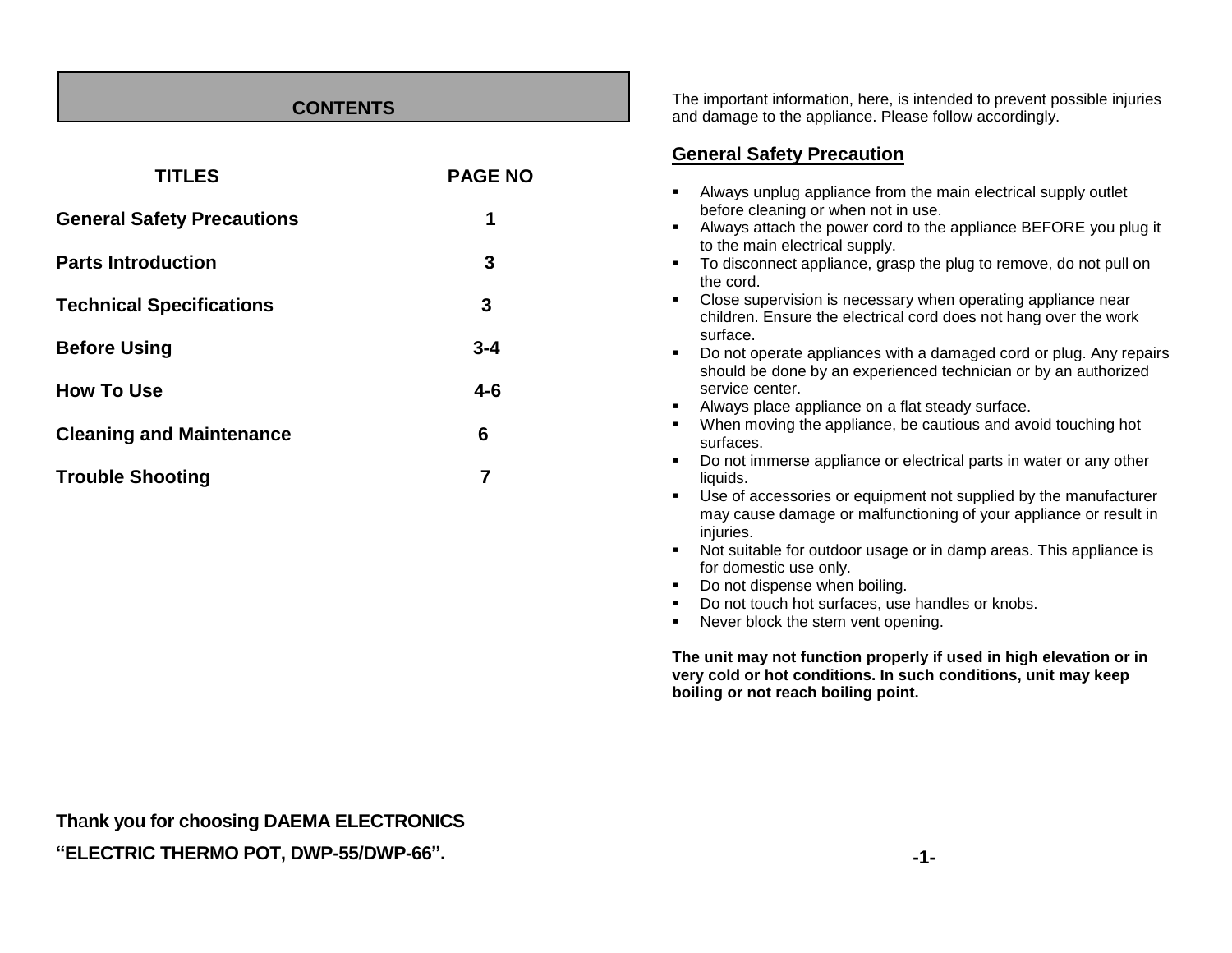## CONTENTS

| TITLES | PAGE NO |
|---|---|
| **General Safety Precautions** | **1** |
| **Parts Introduction** | **3** |
| **Technical Specifications** | **3** |
| **Before Using** | **3-4** |
| **How To Use** | **4-6** |
| **Cleaning and Maintenance** | **6** |
| **Trouble Shooting** | **7** |

**Thank you for choosing DAEMA ELECTRONICS**

**"ELECTRIC THERMO POT, DWP-55/DWP-66".**

The important information, here, is intended to prevent possible injuries and damage to the appliance. Please follow accordingly.

## General Safety Precaution

- Always unplug appliance from the main electrical supply outlet before cleaning or when not in use.
- Always attach the power cord to the appliance BEFORE you plug it to the main electrical supply.
- To disconnect appliance, grasp the plug to remove, do not pull on the cord.
- Close supervision is necessary when operating appliance near children. Ensure the electrical cord does not hang over the work surface.
- Do not operate appliances with a damaged cord or plug. Any repairs should be done by an experienced technician or by an authorized service center.
- Always place appliance on a flat steady surface.
- When moving the appliance, be cautious and avoid touching hot surfaces.
- Do not immerse appliance or electrical parts in water or any other liquids.
- Use of accessories or equipment not supplied by the manufacturer may cause damage or malfunctioning of your appliance or result in injuries.
- Not suitable for outdoor usage or in damp areas. This appliance is for domestic use only.
- Do not dispense when boiling.
- Do not touch hot surfaces, use handles or knobs.
- Never block the stem vent opening.

**The unit may not function properly if used in high elevation or in very cold or hot conditions. In such conditions, unit may keep boiling or not reach boiling point.**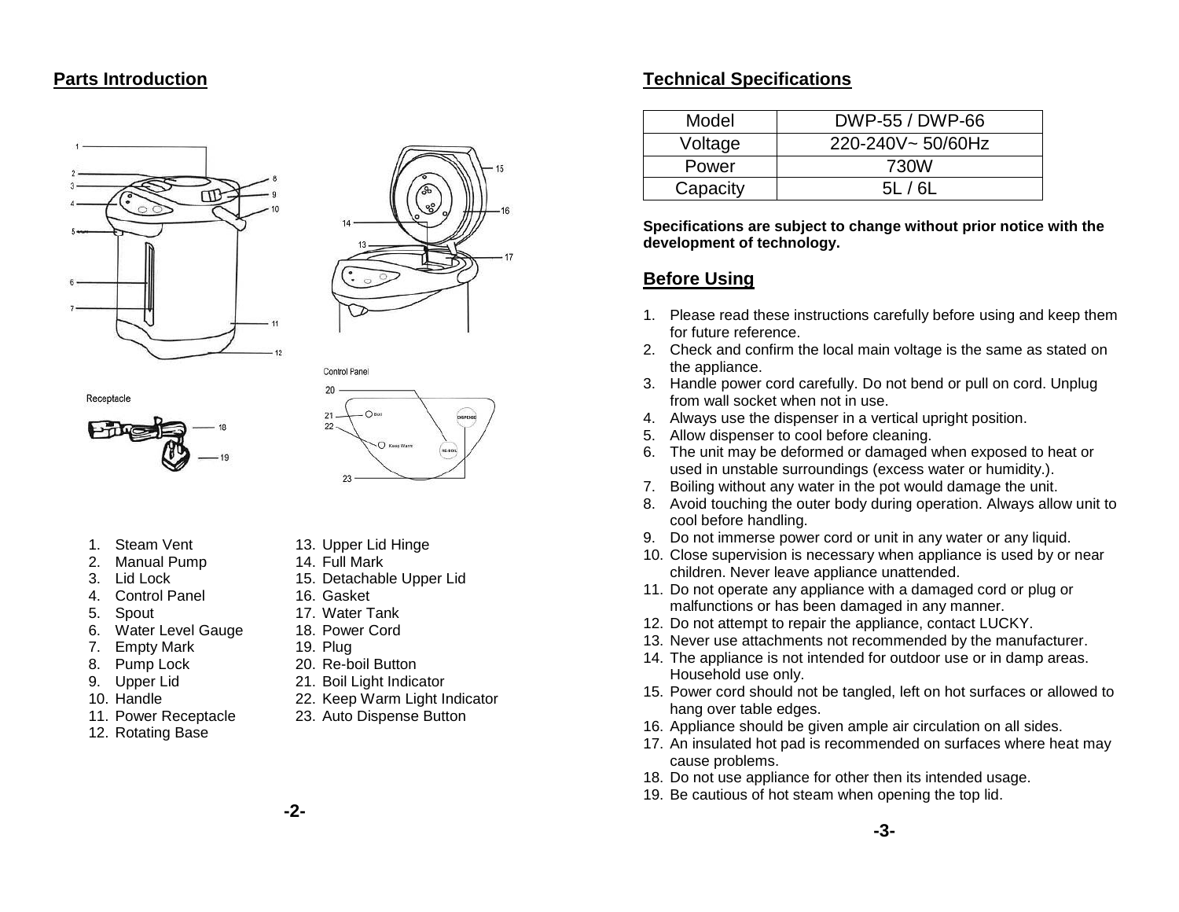## Parts Introduction

1. Steam Vent
2. Manual Pump
3. Lid Lock
4. Control Panel
5. Spout
6. Water Level Gauge
7. Empty Mark
8. Pump Lock
9. Upper Lid
10. Handle
11. Power Receptacle
12. Rotating Base
13. Upper Lid Hinge
14. Full Mark
15. Detachable Upper Lid
16. Gasket
17. Water Tank
18. Power Cord
19. Plug
20. Re-boil Button
21. Boil Light Indicator
22. Keep Warm Light Indicator
23. Auto Dispense Button

## Technical Specifications

| Model | DWP-55 / DWP-66 |
|---|---|
| Voltage | 220-240V~ 50/60Hz |
| Power | 730W |
| Capacity | 5L / 6L |

**Specifications are subject to change without prior notice with the development of technology.**

## Before Using

1. Please read these instructions carefully before using and keep them for future reference.
2. Check and confirm the local main voltage is the same as stated on the appliance.
3. Handle power cord carefully. Do not bend or pull on cord. Unplug from wall socket when not in use.
4. Always use the dispenser in a vertical upright position.
5. Allow dispenser to cool before cleaning.
6. The unit may be deformed or damaged when exposed to heat or used in unstable surroundings (excess water or humidity.).
7. Boiling without any water in the pot would damage the unit.
8. Avoid touching the outer body during operation. Always allow unit to cool before handling.
9. Do not immerse power cord or unit in any water or any liquid.
10. Close supervision is necessary when appliance is used by or near children. Never leave appliance unattended.
11. Do not operate any appliance with a damaged cord or plug or malfunctions or has been damaged in any manner.
12. Do not attempt to repair the appliance, contact LUCKY.
13. Never use attachments not recommended by the manufacturer.
14. The appliance is not intended for outdoor use or in damp areas. Household use only.
15. Power cord should not be tangled, left on hot surfaces or allowed to hang over table edges.
16. Appliance should be given ample air circulation on all sides.
17. An insulated hot pad is recommended on surfaces where heat may cause problems.
18. Do not use appliance for other then its intended usage.
19. Be cautious of hot steam when opening the top lid.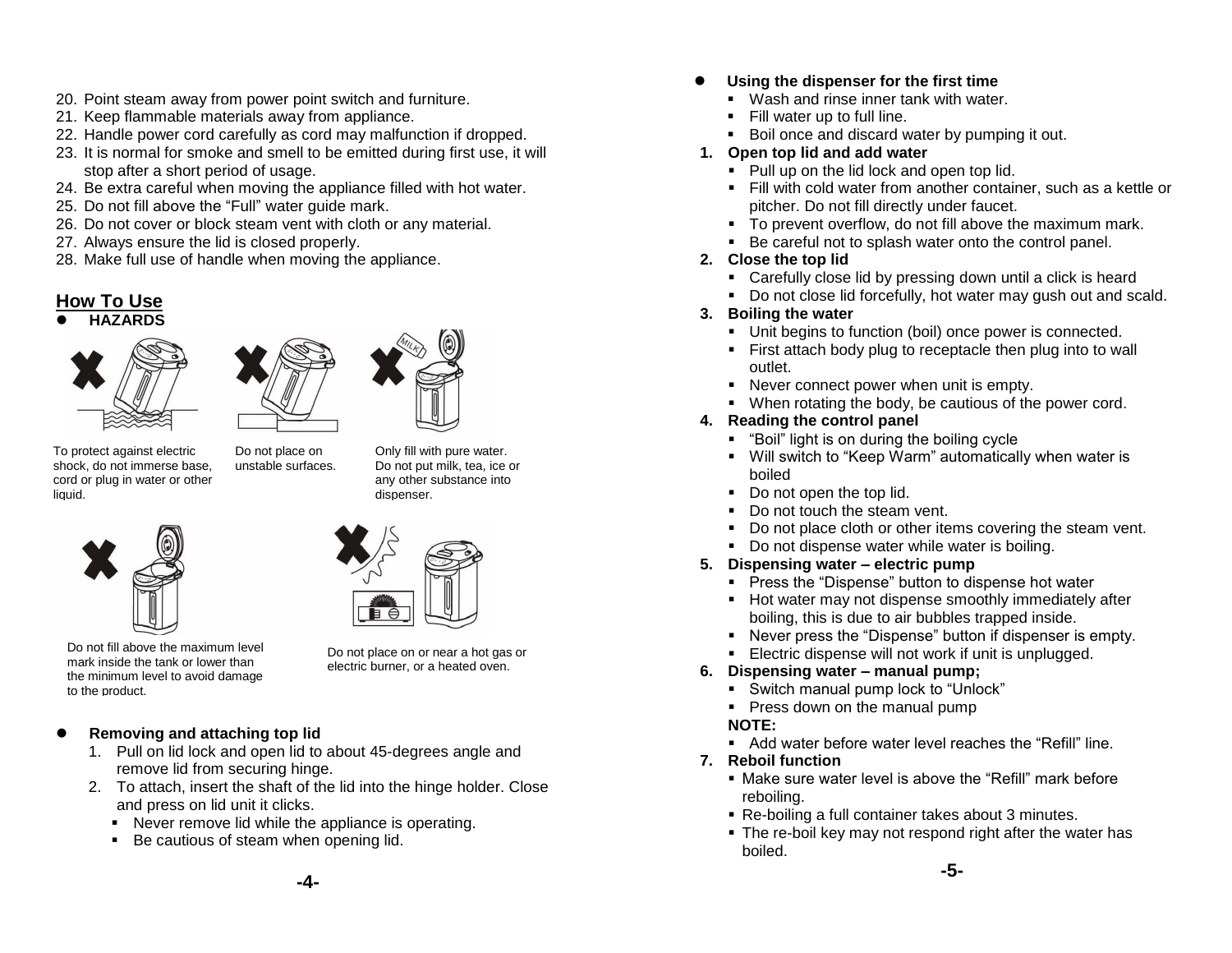20. Point steam away from power point switch and furniture.
21. Keep flammable materials away from appliance.
22. Handle power cord carefully as cord may malfunction if dropped.
23. It is normal for smoke and smell to be emitted during first use, it will stop after a short period of usage.
24. Be extra careful when moving the appliance filled with hot water.
25. Do not fill above the “Full” water guide mark.
26. Do not cover or block steam vent with cloth or any material.
27. Always ensure the lid is closed properly.
28. Make full use of handle when moving the appliance.

## How To Use

- **HAZARDS**

To protect against electric shock, do not immerse base, cord or plug in water or other liquid.

Do not place on unstable surfaces.

Only fill with pure water. Do not put milk, tea, ice or any other substance into dispenser.

Do not fill above the maximum level mark inside the tank or lower than the minimum level to avoid damage to the product.

Do not place on or near a hot gas or electric burner, or a heated oven.

- **Removing and attaching top lid**
  1. Pull on lid lock and open lid to about 45-degrees angle and remove lid from securing hinge.
  2. To attach, insert the shaft of the lid into the hinge holder. Close and press on lid unit it clicks.
     - Never remove lid while the appliance is operating.
     - Be cautious of steam when opening lid.

- **Using the dispenser for the first time**
  - Wash and rinse inner tank with water.
  - Fill water up to full line.
  - Boil once and discard water by pumping it out.

1. **Open top lid and add water**
   - Pull up on the lid lock and open top lid.
   - Fill with cold water from another container, such as a kettle or pitcher. Do not fill directly under faucet.
   - To prevent overflow, do not fill above the maximum mark.
   - Be careful not to splash water onto the control panel.
2. **Close the top lid**
   - Carefully close lid by pressing down until a click is heard
   - Do not close lid forcefully, hot water may gush out and scald.
3. **Boiling the water**
   - Unit begins to function (boil) once power is connected.
   - First attach body plug to receptacle then plug into to wall outlet.
   - Never connect power when unit is empty.
   - When rotating the body, be cautious of the power cord.
4. **Reading the control panel**
   - “Boil” light is on during the boiling cycle
   - Will switch to “Keep Warm” automatically when water is boiled
   - Do not open the top lid.
   - Do not touch the steam vent.
   - Do not place cloth or other items covering the steam vent.
   - Do not dispense water while water is boiling.
5. **Dispensing water – electric pump**
   - Press the “Dispense” button to dispense hot water
   - Hot water may not dispense smoothly immediately after boiling, this is due to air bubbles trapped inside.
   - Never press the “Dispense” button if dispenser is empty.
   - Electric dispense will not work if unit is unplugged.
6. **Dispensing water – manual pump;**
   - Switch manual pump lock to “Unlock”
   - Press down on the manual pump

   **NOTE:**
   - Add water before water level reaches the “Refill” line.
7. **Reboil function**
   - Make sure water level is above the “Refill” mark before reboiling.
   - Re-boiling a full container takes about 3 minutes.
   - The re-boil key may not respond right after the water has boiled.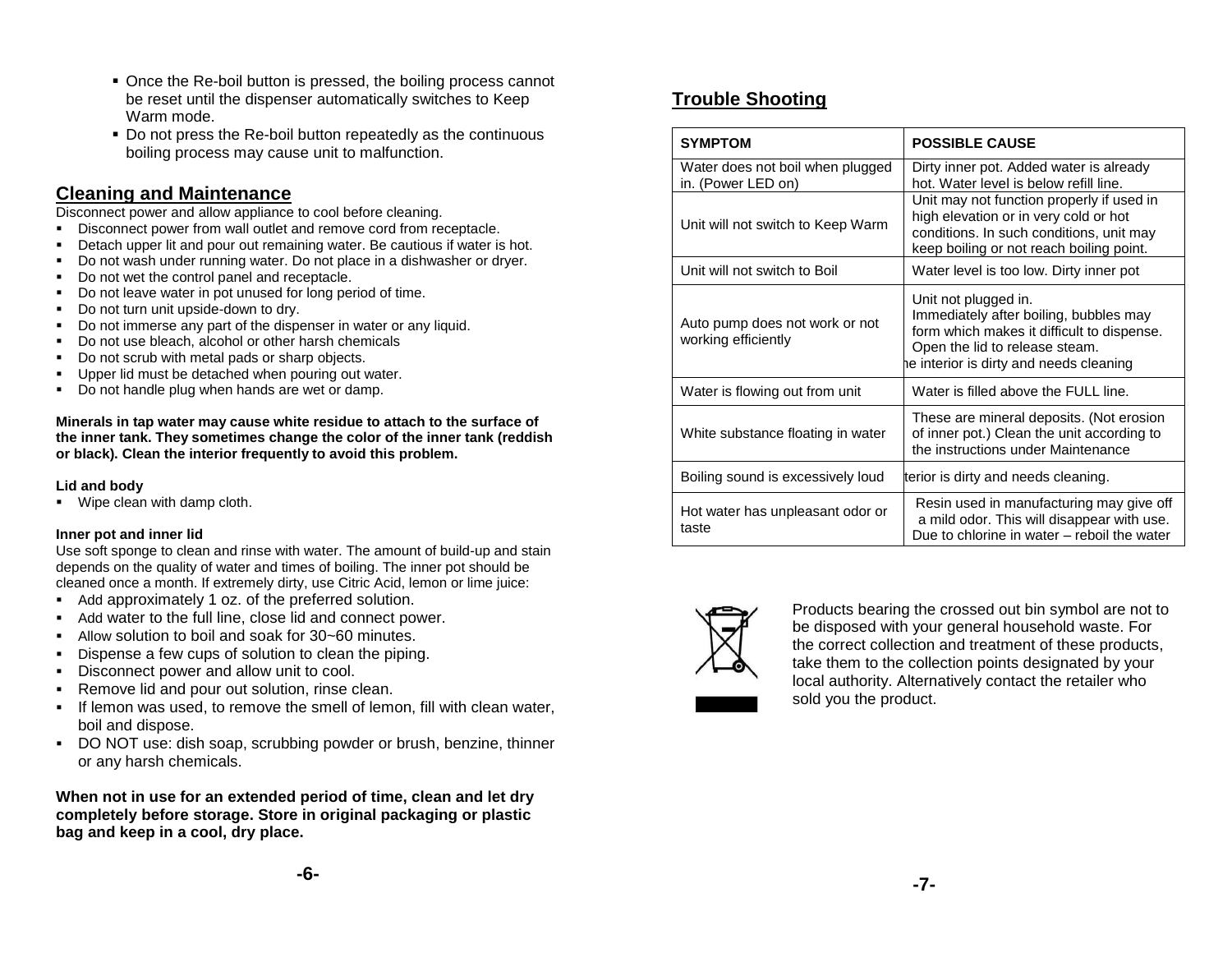- Once the Re-boil button is pressed, the boiling process cannot be reset until the dispenser automatically switches to Keep Warm mode.
- Do not press the Re-boil button repeatedly as the continuous boiling process may cause unit to malfunction.

## Cleaning and Maintenance

Disconnect power and allow appliance to cool before cleaning.

- Disconnect power from wall outlet and remove cord from receptacle.
- Detach upper lit and pour out remaining water. Be cautious if water is hot.
- Do not wash under running water. Do not place in a dishwasher or dryer.
- Do not wet the control panel and receptacle.
- Do not leave water in pot unused for long period of time.
- Do not turn unit upside-down to dry.
- Do not immerse any part of the dispenser in water or any liquid.
- Do not use bleach, alcohol or other harsh chemicals
- Do not scrub with metal pads or sharp objects.
- Upper lid must be detached when pouring out water.
- Do not handle plug when hands are wet or damp.

**Minerals in tap water may cause white residue to attach to the surface of the inner tank. They sometimes change the color of the inner tank (reddish or black). Clean the interior frequently to avoid this problem.**

**Lid and body**

- Wipe clean with damp cloth.

**Inner pot and inner lid**

Use soft sponge to clean and rinse with water. The amount of build-up and stain depends on the quality of water and times of boiling. The inner pot should be cleaned once a month. If extremely dirty, use Citric Acid, lemon or lime juice:

- Add approximately 1 oz. of the preferred solution.
- Add water to the full line, close lid and connect power.
- Allow solution to boil and soak for 30~60 minutes.
- Dispense a few cups of solution to clean the piping.
- Disconnect power and allow unit to cool.
- Remove lid and pour out solution, rinse clean.
- If lemon was used, to remove the smell of lemon, fill with clean water, boil and dispose.
- DO NOT use: dish soap, scrubbing powder or brush, benzine, thinner or any harsh chemicals.

**When not in use for an extended period of time, clean and let dry completely before storage. Store in original packaging or plastic bag and keep in a cool, dry place.**

## Trouble Shooting

| SYMPTOM | POSSIBLE CAUSE |
|---|---|
| Water does not boil when plugged in. (Power LED on) | Dirty inner pot. Added water is already hot. Water level is below refill line. |
| Unit will not switch to Keep Warm | Unit may not function properly if used in high elevation or in very cold or hot conditions. In such conditions, unit may keep boiling or not reach boiling point. |
| Unit will not switch to Boil | Water level is too low. Dirty inner pot |
| Auto pump does not work or not working efficiently | Unit not plugged in. Immediately after boiling, bubbles may form which makes it difficult to dispense. Open the lid to release steam. he interior is dirty and needs cleaning |
| Water is flowing out from unit | Water is filled above the FULL line. |
| White substance floating in water | These are mineral deposits. (Not erosion of inner pot.) Clean the unit according to the instructions under Maintenance |
| Boiling sound is excessively loud | terior is dirty and needs cleaning. |
| Hot water has unpleasant odor or taste | Resin used in manufacturing may give off a mild odor. This will disappear with use. Due to chlorine in water – reboil the water |

Products bearing the crossed out bin symbol are not to be disposed with your general household waste. For the correct collection and treatment of these products, take them to the collection points designated by your local authority. Alternatively contact the retailer who sold you the product.